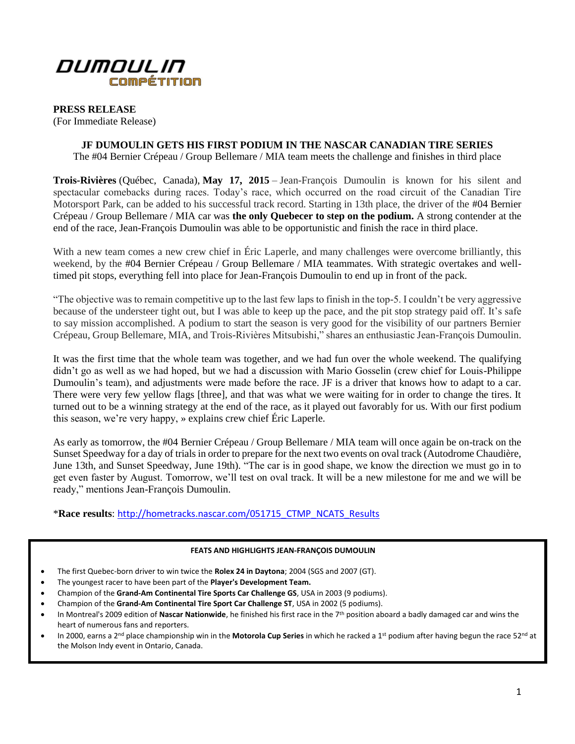**DUMOULIN**
**COMPÉTITION**

**PRESS RELEASE**
(For Immediate Release)

### JF DUMOULIN GETS HIS FIRST PODIUM IN THE NASCAR CANADIAN TIRE SERIES

The #04 Bernier Crépeau / Group Bellemare / MIA team meets the challenge and finishes in third place

**Trois-Rivières** (Québec, Canada), **May 17, 2015** – Jean-François Dumoulin is known for his silent and spectacular comebacks during races. Today's race, which occurred on the road circuit of the Canadian Tire Motorsport Park, can be added to his successful track record. Starting in 13th place, the driver of the #04 Bernier Crépeau / Group Bellemare / MIA car was **the only Quebecer to step on the podium.** A strong contender at the end of the race, Jean-François Dumoulin was able to be opportunistic and finish the race in third place.

With a new team comes a new crew chief in Éric Laperle, and many challenges were overcome brilliantly, this weekend, by the #04 Bernier Crépeau / Group Bellemare / MIA teammates. With strategic overtakes and well-timed pit stops, everything fell into place for Jean-François Dumoulin to end up in front of the pack.

"The objective was to remain competitive up to the last few laps to finish in the top-5. I couldn't be very aggressive because of the understeer tight out, but I was able to keep up the pace, and the pit stop strategy paid off. It's safe to say mission accomplished. A podium to start the season is very good for the visibility of our partners Bernier Crépeau, Group Bellemare, MIA, and Trois-Rivières Mitsubishi," shares an enthusiastic Jean-François Dumoulin.

It was the first time that the whole team was together, and we had fun over the whole weekend. The qualifying didn't go as well as we had hoped, but we had a discussion with Mario Gosselin (crew chief for Louis-Philippe Dumoulin's team), and adjustments were made before the race. JF is a driver that knows how to adapt to a car. There were very few yellow flags [three], and that was what we were waiting for in order to change the tires. It turned out to be a winning strategy at the end of the race, as it played out favorably for us. With our first podium this season, we're very happy, » explains crew chief Éric Laperle.

As early as tomorrow, the #04 Bernier Crépeau / Group Bellemare / MIA team will once again be on-track on the Sunset Speedway for a day of trials in order to prepare for the next two events on oval track (Autodrome Chaudière, June 13th, and Sunset Speedway, June 19th). "The car is in good shape, we know the direction we must go in to get even faster by August. Tomorrow, we'll test on oval track. It will be a new milestone for me and we will be ready," mentions Jean-François Dumoulin.

\***Race results**: http://hometracks.nascar.com/051715_CTMP_NCATS_Results

---

**FEATS AND HIGHLIGHTS JEAN-FRANÇOIS DUMOULIN**

- The first Quebec-born driver to win twice the **Rolex 24 in Daytona**; 2004 (SGS and 2007 (GT).
- The youngest racer to have been part of the **Player's Development Team.**
- Champion of the **Grand-Am Continental Tire Sports Car Challenge GS**, USA in 2003 (9 podiums).
- Champion of the **Grand-Am Continental Tire Sport Car Challenge ST**, USA in 2002 (5 podiums).
- In Montreal's 2009 edition of **Nascar Nationwide**, he finished his first race in the 7th position aboard a badly damaged car and wins the heart of numerous fans and reporters.
- In 2000, earns a 2nd place championship win in the **Motorola Cup Series** in which he racked a 1st podium after having begun the race 52nd at the Molson Indy event in Ontario, Canada.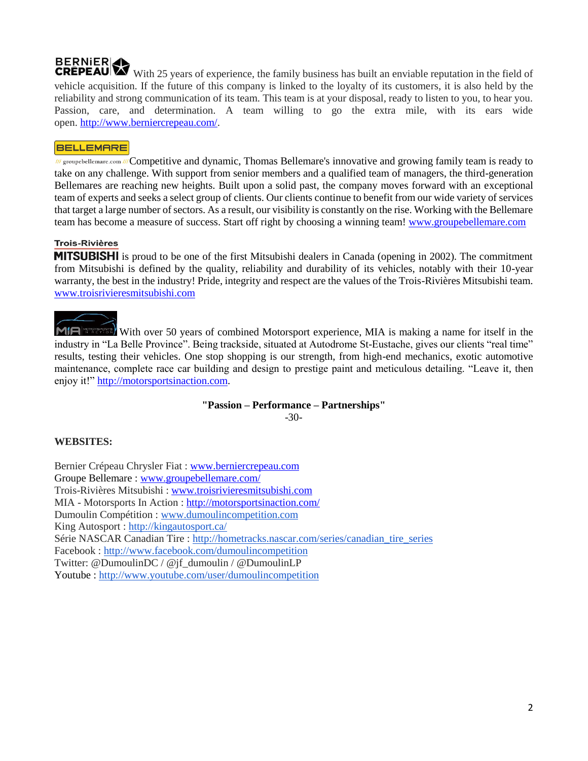**BERNIER CRÊPEAU** With 25 years of experience, the family business has built an enviable reputation in the field of vehicle acquisition. If the future of this company is linked to the loyalty of its customers, it is also held by the reliability and strong communication of its team. This team is at your disposal, ready to listen to you, to hear you. Passion, care, and determination. A team willing to go the extra mile, with its ears wide open. http://www.berniercrepeau.com/.

**BELLEMARE**

/// groupebellemare.com /// Competitive and dynamic, Thomas Bellemare's innovative and growing family team is ready to take on any challenge. With support from senior members and a qualified team of managers, the third-generation Bellemares are reaching new heights. Built upon a solid past, the company moves forward with an exceptional team of experts and seeks a select group of clients. Our clients continue to benefit from our wide variety of services that target a large number of sectors. As a result, our visibility is constantly on the rise. Working with the Bellemare team has become a measure of success. Start off right by choosing a winning team! www.groupebellemare.com

**Trois-Rivières**

**MITSUBISHI** is proud to be one of the first Mitsubishi dealers in Canada (opening in 2002). The commitment from Mitsubishi is defined by the quality, reliability and durability of its vehicles, notably with their 10-year warranty, the best in the industry! Pride, integrity and respect are the values of the Trois-Rivières Mitsubishi team. www.troisrivieresmitsubishi.com

**MIA** With over 50 years of combined Motorsport experience, MIA is making a name for itself in the industry in "La Belle Province". Being trackside, situated at Autodrome St-Eustache, gives our clients "real time" results, testing their vehicles. One stop shopping is our strength, from high-end mechanics, exotic automotive maintenance, complete race car building and design to prestige paint and meticulous detailing. "Leave it, then enjoy it!" http://motorsportsinaction.com.

**"Passion – Performance – Partnerships"**

-30-

**WEBSITES:**

Bernier Crépeau Chrysler Fiat : www.berniercrepeau.com
Groupe Bellemare : www.groupebellemare.com/
Trois-Rivières Mitsubishi : www.troisrivieresmitsubishi.com
MIA - Motorsports In Action : http://motorsportsinaction.com/
Dumoulin Compétition : www.dumoulincompetition.com
King Autosport : http://kingautosport.ca/
Série NASCAR Canadian Tire : http://hometracks.nascar.com/series/canadian_tire_series
Facebook : http://www.facebook.com/dumoulincompetition
Twitter: @DumoulinDC / @jf_dumoulin / @DumoulinLP
Youtube : http://www.youtube.com/user/dumoulincompetition